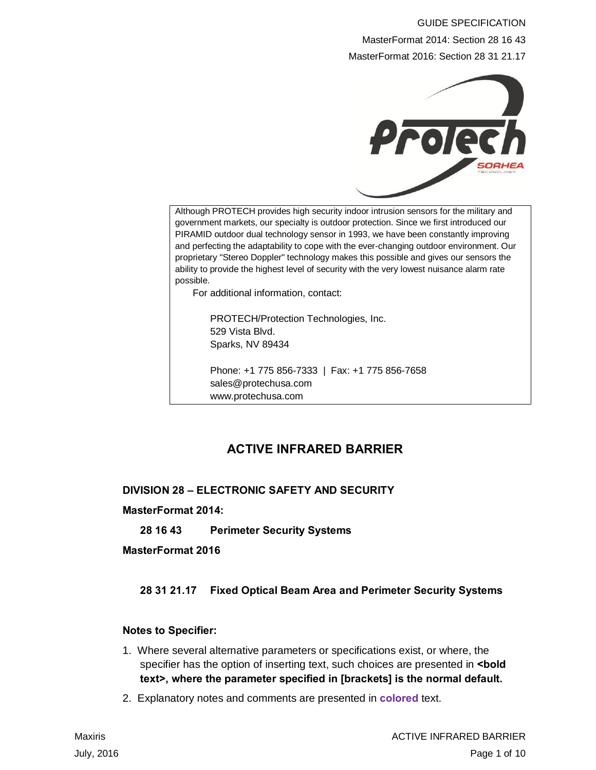GUIDE SPECIFICATION

MasterFormat 2014: Section 28 16 43

MasterFormat 2016: Section 28 31 21.17

Although PROTECH provides high security indoor intrusion sensors for the military and government markets, our specialty is outdoor protection. Since we first introduced our PIRAMID outdoor dual technology sensor in 1993, we have been constantly improving and perfecting the adaptability to cope with the ever-changing outdoor environment. Our proprietary "Stereo Doppler" technology makes this possible and gives our sensors the ability to provide the highest level of security with the very lowest nuisance alarm rate possible.

For additional information, contact:

PROTECH/Protection Technologies, Inc.
529 Vista Blvd.
Sparks, NV 89434

Phone: +1 775 856-7333 | Fax: +1 775 856-7658
sales@protechusa.com
www.protechusa.com

# ACTIVE INFRARED BARRIER

**DIVISION 28 – ELECTRONIC SAFETY AND SECURITY**

**MasterFormat 2014:**

**28 16 43 Perimeter Security Systems**

**MasterFormat 2016**

**28 31 21.17 Fixed Optical Beam Area and Perimeter Security Systems**

**Notes to Specifier:**

1. Where several alternative parameters or specifications exist, or where, the specifier has the option of inserting text, such choices are presented in **<bold text>, where the parameter specified in [brackets] is the normal default.**
2. Explanatory notes and comments are presented in **colored** text.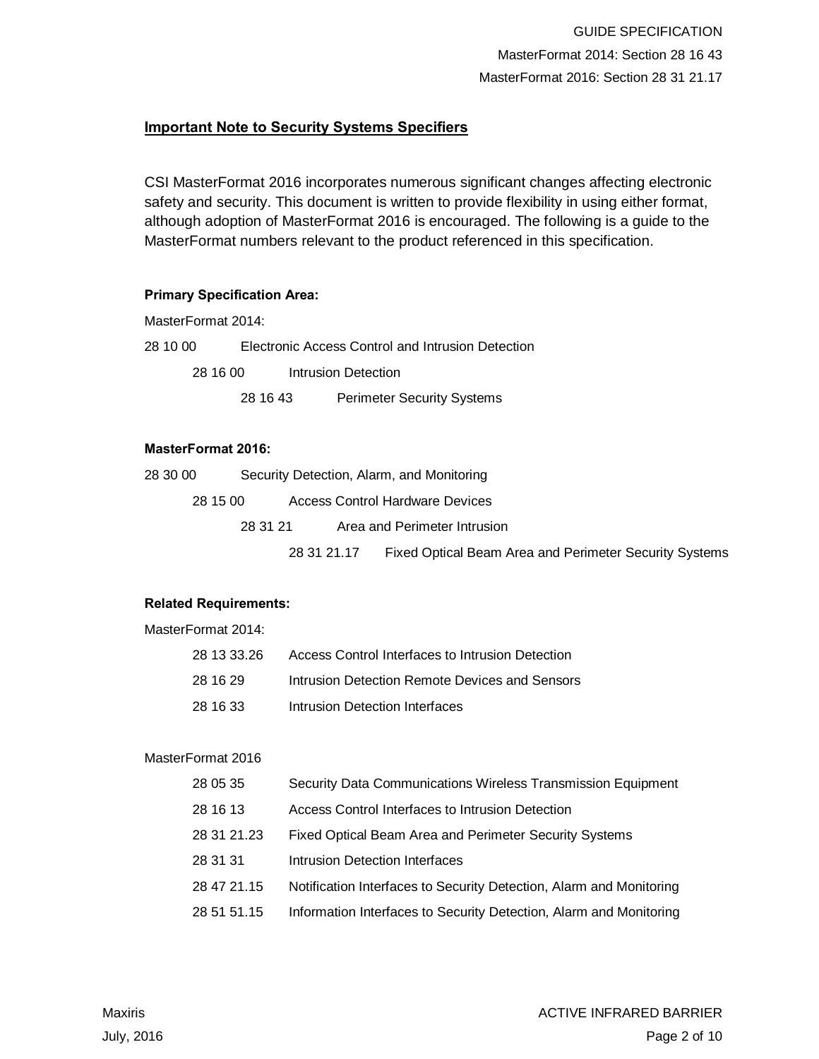GUIDE SPECIFICATION

MasterFormat 2014: Section 28 16 43

MasterFormat 2016: Section 28 31 21.17

**Important Note to Security Systems Specifiers**

CSI MasterFormat 2016 incorporates numerous significant changes affecting electronic safety and security. This document is written to provide flexibility in using either format, although adoption of MasterFormat 2016 is encouraged. The following is a guide to the MasterFormat numbers relevant to the product referenced in this specification.

**Primary Specification Area:**

MasterFormat 2014:

28 10 00 Electronic Access Control and Intrusion Detection

- 28 16 00 Intrusion Detection
  - 28 16 43 Perimeter Security Systems

**MasterFormat 2016:**

28 30 00 Security Detection, Alarm, and Monitoring

- 28 15 00 Access Control Hardware Devices
  - 28 31 21 Area and Perimeter Intrusion
    - 28 31 21.17 Fixed Optical Beam Area and Perimeter Security Systems

**Related Requirements:**

MasterFormat 2014:

- 28 13 33.26 Access Control Interfaces to Intrusion Detection
- 28 16 29 Intrusion Detection Remote Devices and Sensors
- 28 16 33 Intrusion Detection Interfaces

MasterFormat 2016

- 28 05 35 Security Data Communications Wireless Transmission Equipment
- 28 16 13 Access Control Interfaces to Intrusion Detection
- 28 31 21.23 Fixed Optical Beam Area and Perimeter Security Systems
- 28 31 31 Intrusion Detection Interfaces
- 28 47 21.15 Notification Interfaces to Security Detection, Alarm and Monitoring
- 28 51 51.15 Information Interfaces to Security Detection, Alarm and Monitoring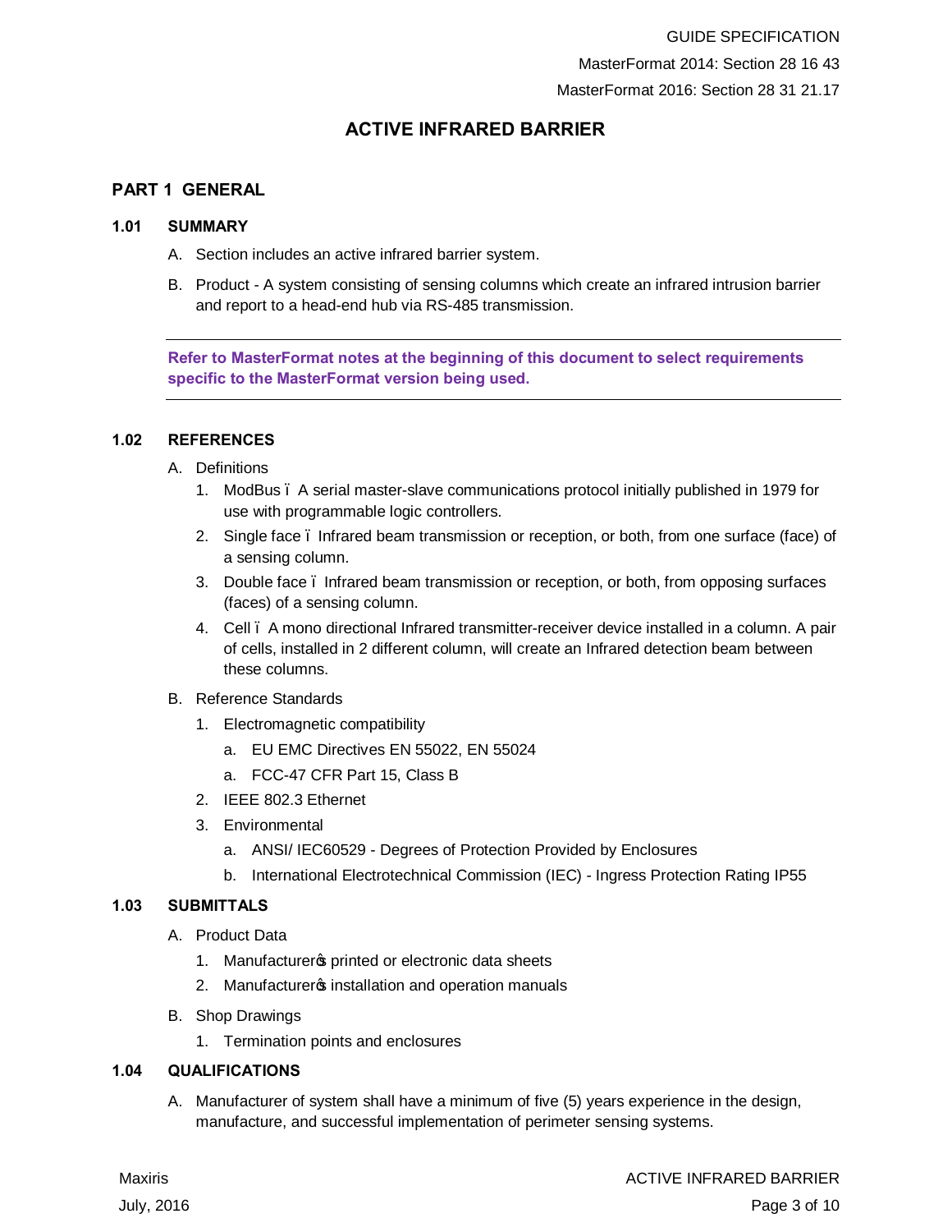# ACTIVE INFRARED BARRIER

## PART 1 GENERAL

### 1.01 SUMMARY

A. Section includes an active infrared barrier system.

B. Product - A system consisting of sensing columns which create an infrared intrusion barrier and report to a head-end hub via RS-485 transmission.

---

**Refer to MasterFormat notes at the beginning of this document to select requirements specific to the MasterFormat version being used.**

---

### 1.02 REFERENCES

A. Definitions

1. ModBus ï A serial master-slave communications protocol initially published in 1979 for use with programmable logic controllers.
2. Single face ï Infrared beam transmission or reception, or both, from one surface (face) of a sensing column.
3. Double face ï Infrared beam transmission or reception, or both, from opposing surfaces (faces) of a sensing column.
4. Cell ï A mono directional Infrared transmitter-receiver device installed in a column. A pair of cells, installed in 2 different column, will create an Infrared detection beam between these columns.

B. Reference Standards

1. Electromagnetic compatibility
   a. EU EMC Directives EN 55022, EN 55024
   a. FCC-47 CFR Part 15, Class B
2. IEEE 802.3 Ethernet
3. Environmental
   a. ANSI/ IEC60529 - Degrees of Protection Provided by Enclosures
   b. International Electrotechnical Commission (IEC) - Ingress Protection Rating IP55

### 1.03 SUBMITTALS

A. Product Data

1. Manufacturer᾽s printed or electronic data sheets
2. Manufacturer᾽s installation and operation manuals

B. Shop Drawings

1. Termination points and enclosures

### 1.04 QUALIFICATIONS

A. Manufacturer of system shall have a minimum of five (5) years experience in the design, manufacture, and successful implementation of perimeter sensing systems.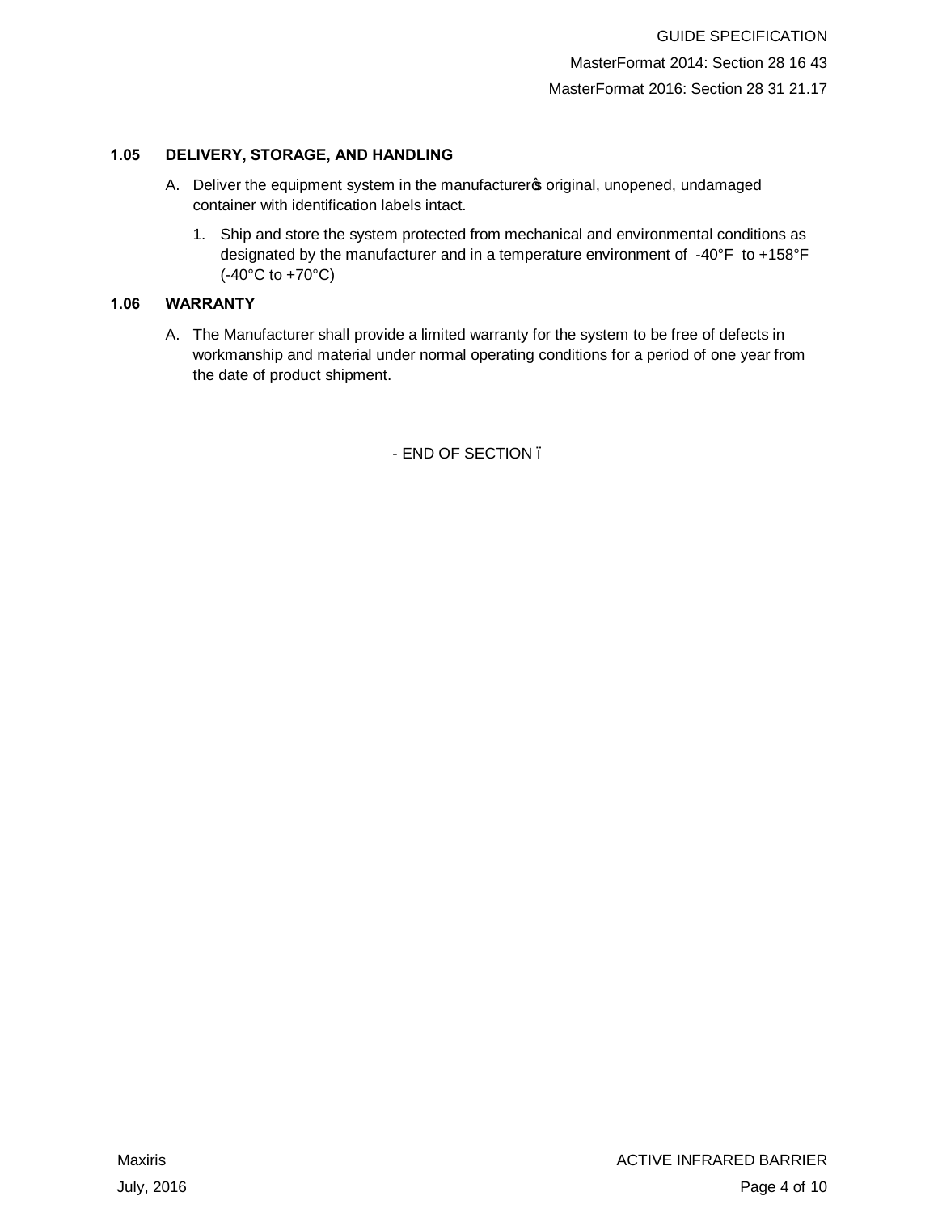### 1.05 DELIVERY, STORAGE, AND HANDLING

A. Deliver the equipment system in the manufacturer's original, unopened, undamaged container with identification labels intact.

1. Ship and store the system protected from mechanical and environmental conditions as designated by the manufacturer and in a temperature environment of -40°F to +158°F (-40°C to +70°C)

### 1.06 WARRANTY

A. The Manufacturer shall provide a limited warranty for the system to be free of defects in workmanship and material under normal operating conditions for a period of one year from the date of product shipment.

- END OF SECTION –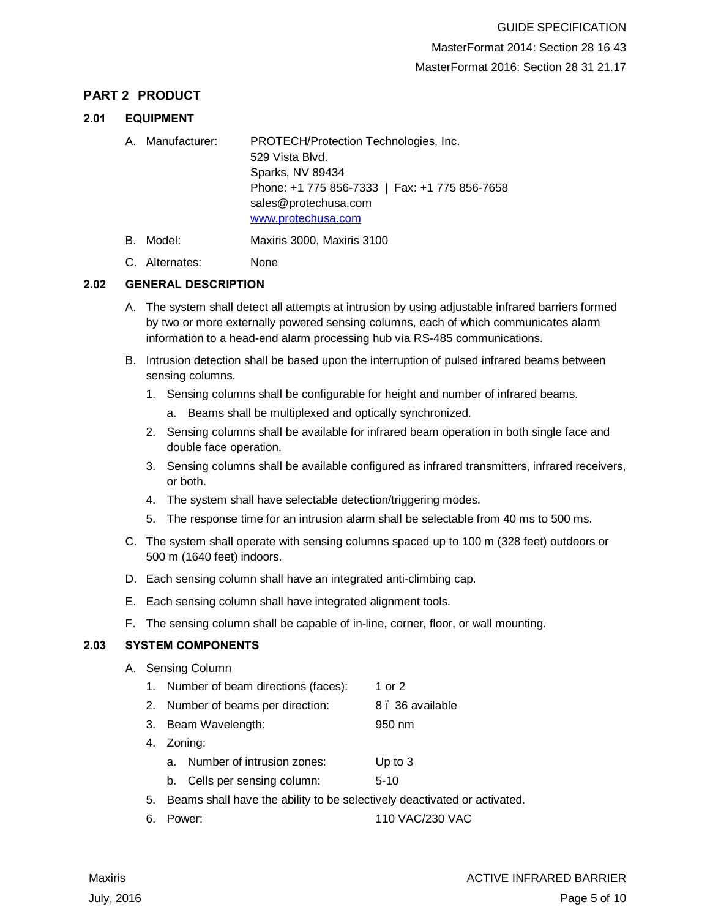## PART 2 PRODUCT

### 2.01 EQUIPMENT

A. Manufacturer: PROTECH/Protection Technologies, Inc.
529 Vista Blvd.
Sparks, NV 89434
Phone: +1 775 856-7333 | Fax: +1 775 856-7658
sales@protechusa.com
www.protechusa.com

B. Model: Maxiris 3000, Maxiris 3100

C. Alternates: None

### 2.02 GENERAL DESCRIPTION

A. The system shall detect all attempts at intrusion by using adjustable infrared barriers formed by two or more externally powered sensing columns, each of which communicates alarm information to a head-end alarm processing hub via RS-485 communications.

B. Intrusion detection shall be based upon the interruption of pulsed infrared beams between sensing columns.

1. Sensing columns shall be configurable for height and number of infrared beams.
   a. Beams shall be multiplexed and optically synchronized.
2. Sensing columns shall be available for infrared beam operation in both single face and double face operation.
3. Sensing columns shall be available configured as infrared transmitters, infrared receivers, or both.
4. The system shall have selectable detection/triggering modes.
5. The response time for an intrusion alarm shall be selectable from 40 ms to 500 ms.

C. The system shall operate with sensing columns spaced up to 100 m (328 feet) outdoors or 500 m (1640 feet) indoors.

D. Each sensing column shall have an integrated anti-climbing cap.

E. Each sensing column shall have integrated alignment tools.

F. The sensing column shall be capable of in-line, corner, floor, or wall mounting.

### 2.03 SYSTEM COMPONENTS

A. Sensing Column

1. Number of beam directions (faces): 1 or 2
2. Number of beams per direction: 8 – 36 available
3. Beam Wavelength: 950 nm
4. Zoning:
   a. Number of intrusion zones: Up to 3
   b. Cells per sensing column: 5-10
5. Beams shall have the ability to be selectively deactivated or activated.
6. Power: 110 VAC/230 VAC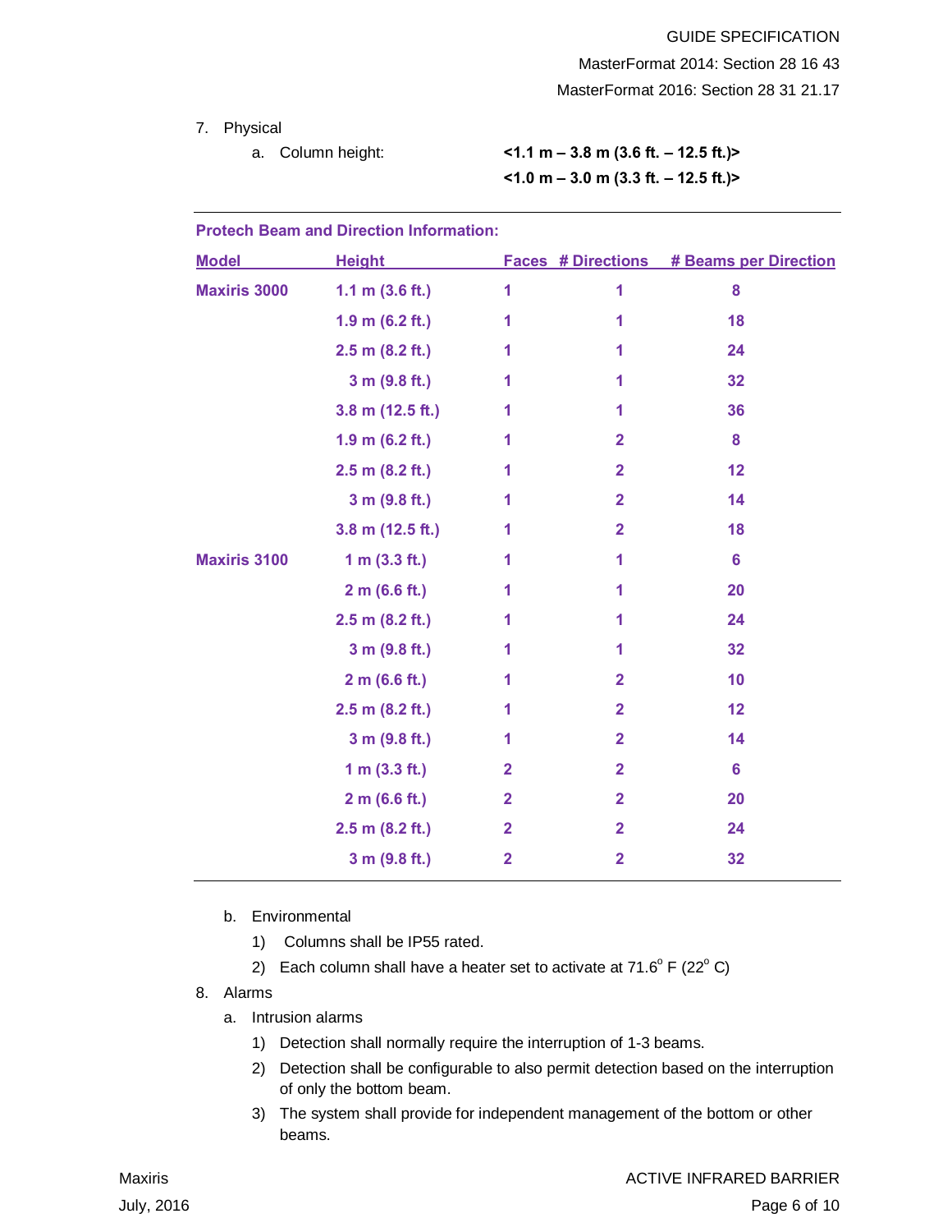7. Physical

   a. Column height: **<1.1 m – 3.8 m (3.6 ft. – 12.5 ft.)>**
      **<1.0 m – 3.0 m (3.3 ft. – 12.5 ft.)>**

**Protech Beam and Direction Information:**

| Model | Height | Faces | # Directions | # Beams per Direction |
|---|---|---|---|---|
| **Maxiris 3000** | **1.1 m (3.6 ft.)** | **1** | **1** | **8** |
| | **1.9 m (6.2 ft.)** | **1** | **1** | **18** |
| | **2.5 m (8.2 ft.)** | **1** | **1** | **24** |
| | **3 m (9.8 ft.)** | **1** | **1** | **32** |
| | **3.8 m (12.5 ft.)** | **1** | **1** | **36** |
| | **1.9 m (6.2 ft.)** | **1** | **2** | **8** |
| | **2.5 m (8.2 ft.)** | **1** | **2** | **12** |
| | **3 m (9.8 ft.)** | **1** | **2** | **14** |
| | **3.8 m (12.5 ft.)** | **1** | **2** | **18** |
| **Maxiris 3100** | **1 m (3.3 ft.)** | **1** | **1** | **6** |
| | **2 m (6.6 ft.)** | **1** | **1** | **20** |
| | **2.5 m (8.2 ft.)** | **1** | **1** | **24** |
| | **3 m (9.8 ft.)** | **1** | **1** | **32** |
| | **2 m (6.6 ft.)** | **1** | **2** | **10** |
| | **2.5 m (8.2 ft.)** | **1** | **2** | **12** |
| | **3 m (9.8 ft.)** | **1** | **2** | **14** |
| | **1 m (3.3 ft.)** | **2** | **2** | **6** |
| | **2 m (6.6 ft.)** | **2** | **2** | **20** |
| | **2.5 m (8.2 ft.)** | **2** | **2** | **24** |
| | **3 m (9.8 ft.)** | **2** | **2** | **32** |

   b. Environmental

      1) Columns shall be IP55 rated.

      2) Each column shall have a heater set to activate at 71.6$^{o}$ F (22$^{o}$ C)

8. Alarms

   a. Intrusion alarms

      1) Detection shall normally require the interruption of 1-3 beams.

      2) Detection shall be configurable to also permit detection based on the interruption of only the bottom beam.

      3) The system shall provide for independent management of the bottom or other beams.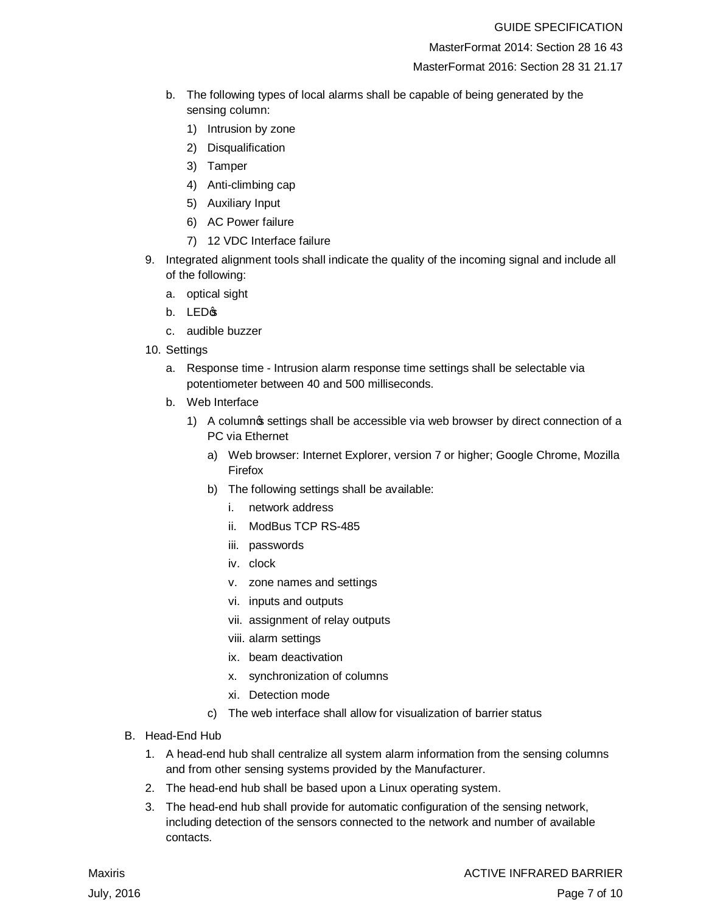b. The following types of local alarms shall be capable of being generated by the sensing column:

   1) Intrusion by zone
   2) Disqualification
   3) Tamper
   4) Anti-climbing cap
   5) Auxiliary Input
   6) AC Power failure
   7) 12 VDC Interface failure

9. Integrated alignment tools shall indicate the quality of the incoming signal and include all of the following:

   a. optical sight
   b. LED's
   c. audible buzzer

10. Settings

   a. Response time - Intrusion alarm response time settings shall be selectable via potentiometer between 40 and 500 milliseconds.

   b. Web Interface

      1) A column's settings shall be accessible via web browser by direct connection of a PC via Ethernet

         a) Web browser: Internet Explorer, version 7 or higher; Google Chrome, Mozilla Firefox

         b) The following settings shall be available:

            i. network address
            ii. ModBus TCP RS-485
            iii. passwords
            iv. clock
            v. zone names and settings
            vi. inputs and outputs
            vii. assignment of relay outputs
            viii. alarm settings
            ix. beam deactivation
            x. synchronization of columns
            xi. Detection mode

         c) The web interface shall allow for visualization of barrier status

B. Head-End Hub

   1. A head-end hub shall centralize all system alarm information from the sensing columns and from other sensing systems provided by the Manufacturer.

   2. The head-end hub shall be based upon a Linux operating system.

   3. The head-end hub shall provide for automatic configuration of the sensing network, including detection of the sensors connected to the network and number of available contacts.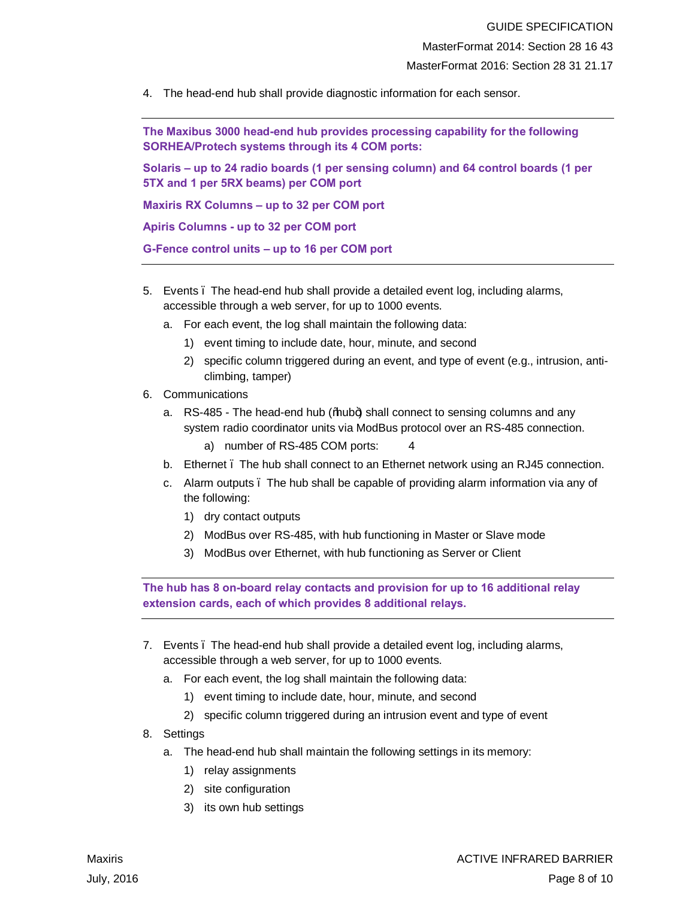4. The head-end hub shall provide diagnostic information for each sensor.

---

**The Maxibus 3000 head-end hub provides processing capability for the following SORHEA/Protech systems through its 4 COM ports:**

**Solaris – up to 24 radio boards (1 per sensing column) and 64 control boards (1 per 5TX and 1 per 5RX beams) per COM port**

**Maxiris RX Columns – up to 32 per COM port**

**Apiris Columns - up to 32 per COM port**

**G-Fence control units – up to 16 per COM port**

---

5. Events – The head-end hub shall provide a detailed event log, including alarms, accessible through a web server, for up to 1000 events.
   a. For each event, the log shall maintain the following data:
      1) event timing to include date, hour, minute, and second
      2) specific column triggered during an event, and type of event (e.g., intrusion, anti-climbing, tamper)
6. Communications
   a. RS-485 - The head-end hub ("hub") shall connect to sensing columns and any system radio coordinator units via ModBus protocol over an RS-485 connection.
      a) number of RS-485 COM ports: 4
   b. Ethernet – The hub shall connect to an Ethernet network using an RJ45 connection.
   c. Alarm outputs – The hub shall be capable of providing alarm information via any of the following:
      1) dry contact outputs
      2) ModBus over RS-485, with hub functioning in Master or Slave mode
      3) ModBus over Ethernet, with hub functioning as Server or Client

---

**The hub has 8 on-board relay contacts and provision for up to 16 additional relay extension cards, each of which provides 8 additional relays.**

---

7. Events – The head-end hub shall provide a detailed event log, including alarms, accessible through a web server, for up to 1000 events.
   a. For each event, the log shall maintain the following data:
      1) event timing to include date, hour, minute, and second
      2) specific column triggered during an intrusion event and type of event
8. Settings
   a. The head-end hub shall maintain the following settings in its memory:
      1) relay assignments
      2) site configuration
      3) its own hub settings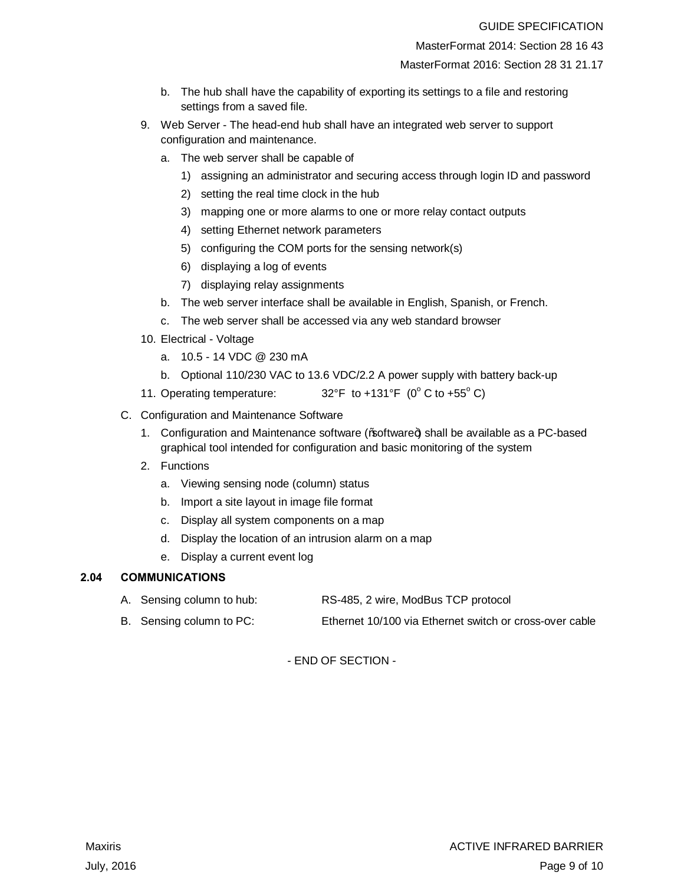b. The hub shall have the capability of exporting its settings to a file and restoring settings from a saved file.

9. Web Server - The head-end hub shall have an integrated web server to support configuration and maintenance.

   a. The web server shall be capable of

      1) assigning an administrator and securing access through login ID and password
      2) setting the real time clock in the hub
      3) mapping one or more alarms to one or more relay contact outputs
      4) setting Ethernet network parameters
      5) configuring the COM ports for the sensing network(s)
      6) displaying a log of events
      7) displaying relay assignments

   b. The web server interface shall be available in English, Spanish, or French.

   c. The web server shall be accessed via any web standard browser

10. Electrical - Voltage

    a. 10.5 - 14 VDC @ 230 mA

    b. Optional 110/230 VAC to 13.6 VDC/2.2 A power supply with battery back-up

11. Operating temperature: 32°F to +131°F (0° C to +55° C)

C. Configuration and Maintenance Software

1. Configuration and Maintenance software ("software") shall be available as a PC-based graphical tool intended for configuration and basic monitoring of the system

2. Functions

   a. Viewing sensing node (column) status
   b. Import a site layout in image file format
   c. Display all system components on a map
   d. Display the location of an intrusion alarm on a map
   e. Display a current event log

## 2.04 COMMUNICATIONS

A. Sensing column to hub: RS-485, 2 wire, ModBus TCP protocol

B. Sensing column to PC: Ethernet 10/100 via Ethernet switch or cross-over cable

- END OF SECTION -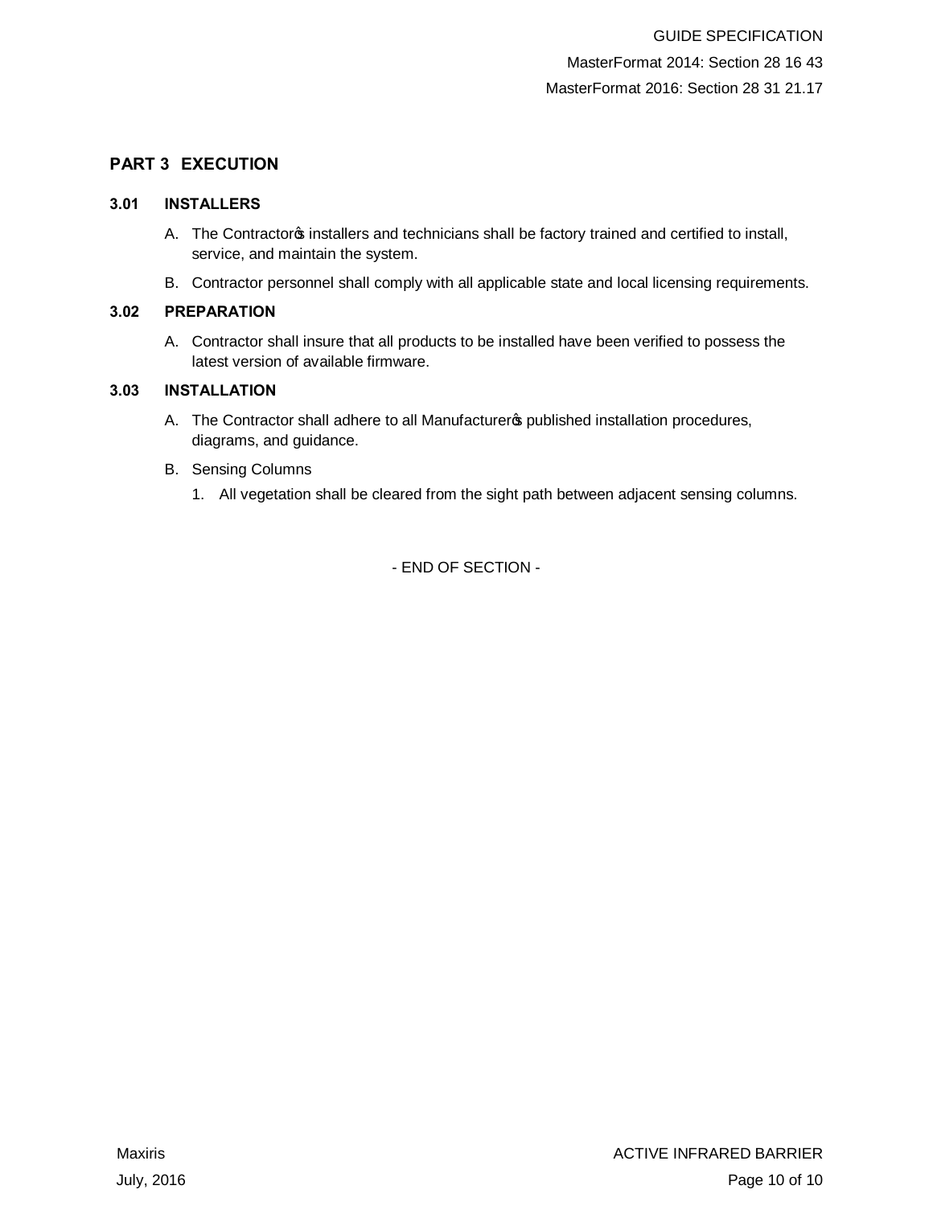## PART 3 EXECUTION

### 3.01 INSTALLERS

A. The Contractor's installers and technicians shall be factory trained and certified to install, service, and maintain the system.

B. Contractor personnel shall comply with all applicable state and local licensing requirements.

### 3.02 PREPARATION

A. Contractor shall insure that all products to be installed have been verified to possess the latest version of available firmware.

### 3.03 INSTALLATION

A. The Contractor shall adhere to all Manufacturer's published installation procedures, diagrams, and guidance.

B. Sensing Columns

   1. All vegetation shall be cleared from the sight path between adjacent sensing columns.

- END OF SECTION -